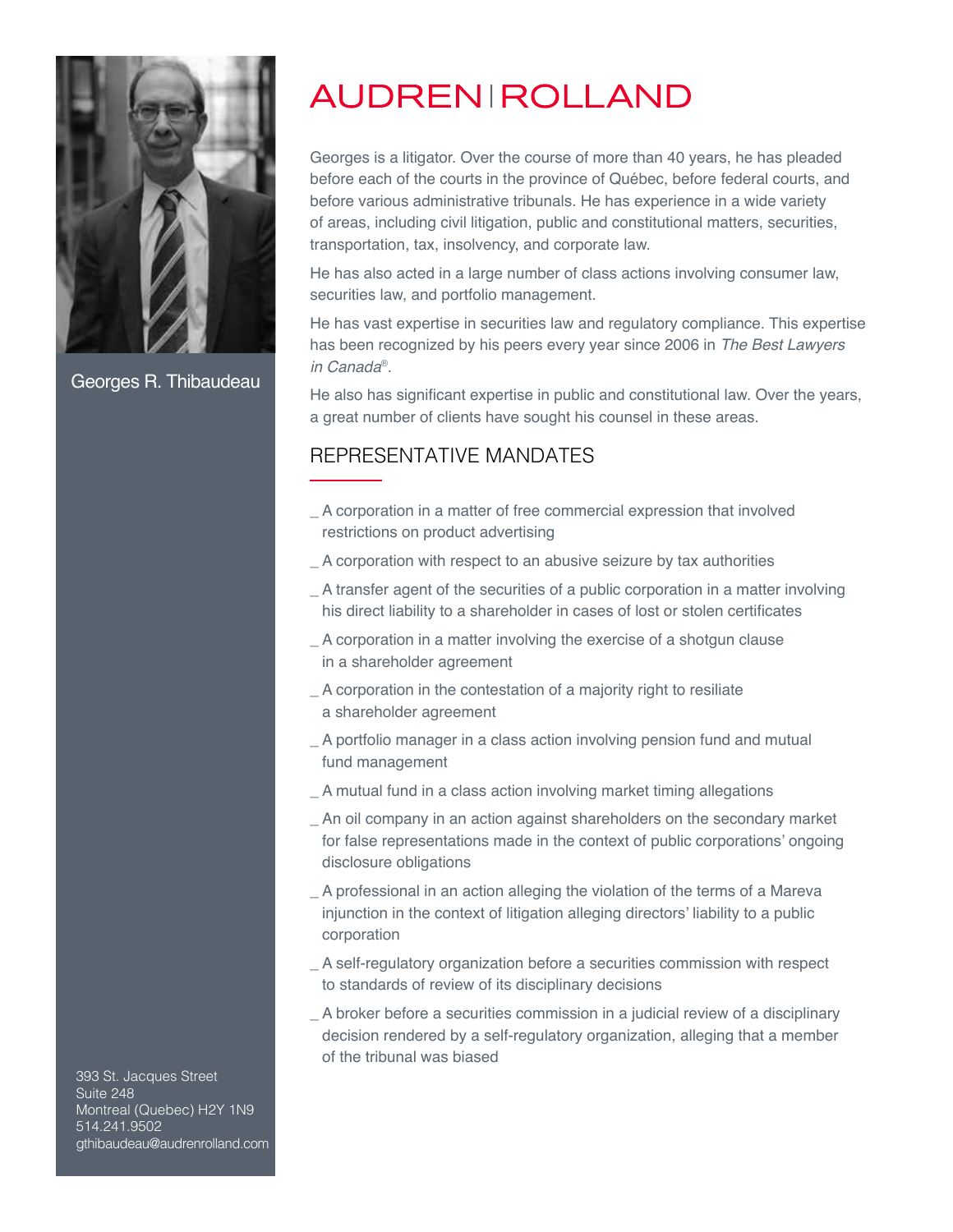# AUDREN | ROLLAND

Georges R. Thibaudeau

Georges is a litigator. Over the course of more than 40 years, he has pleaded before each of the courts in the province of Québec, before federal courts, and before various administrative tribunals. He has experience in a wide variety of areas, including civil litigation, public and constitutional matters, securities, transportation, tax, insolvency, and corporate law.

He has also acted in a large number of class actions involving consumer law, securities law, and portfolio management.

He has vast expertise in securities law and regulatory compliance. This expertise has been recognized by his peers every year since 2006 in *The Best Lawyers in Canada*®.

He also has significant expertise in public and constitutional law. Over the years, a great number of clients have sought his counsel in these areas.

## REPRESENTATIVE MANDATES

_ A corporation in a matter of free commercial expression that involved restrictions on product advertising

_ A corporation with respect to an abusive seizure by tax authorities

_ A transfer agent of the securities of a public corporation in a matter involving his direct liability to a shareholder in cases of lost or stolen certificates

_ A corporation in a matter involving the exercise of a shotgun clause in a shareholder agreement

_ A corporation in the contestation of a majority right to resiliate a shareholder agreement

_ A portfolio manager in a class action involving pension fund and mutual fund management

_ A mutual fund in a class action involving market timing allegations

_ An oil company in an action against shareholders on the secondary market for false representations made in the context of public corporations' ongoing disclosure obligations

_ A professional in an action alleging the violation of the terms of a Mareva injunction in the context of litigation alleging directors' liability to a public corporation

_ A self-regulatory organization before a securities commission with respect to standards of review of its disciplinary decisions

_ A broker before a securities commission in a judicial review of a disciplinary decision rendered by a self-regulatory organization, alleging that a member of the tribunal was biased

393 St. Jacques Street
Suite 248
Montreal (Quebec) H2Y 1N9
514.241.9502
gthibaudeau@audrenrolland.com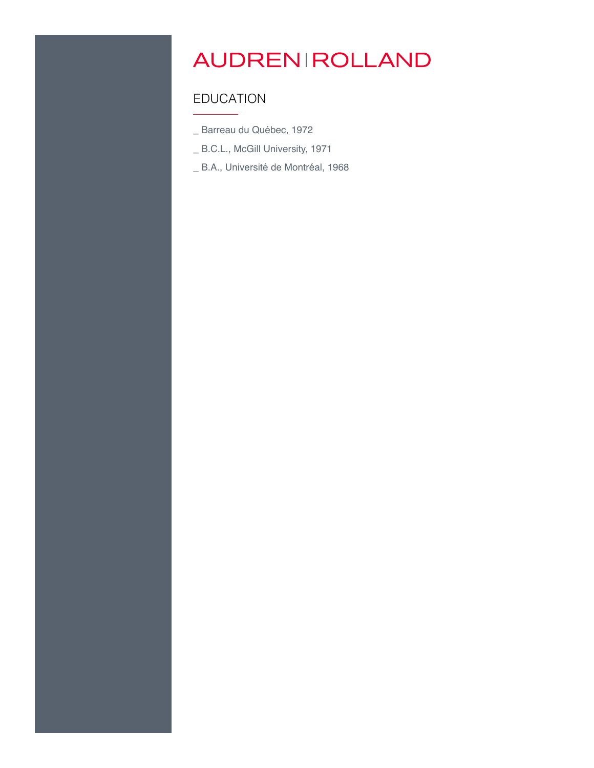AUDREN | ROLLAND

## EDUCATION

_ Barreau du Québec, 1972

_ B.C.L., McGill University, 1971

_ B.A., Université de Montréal, 1968